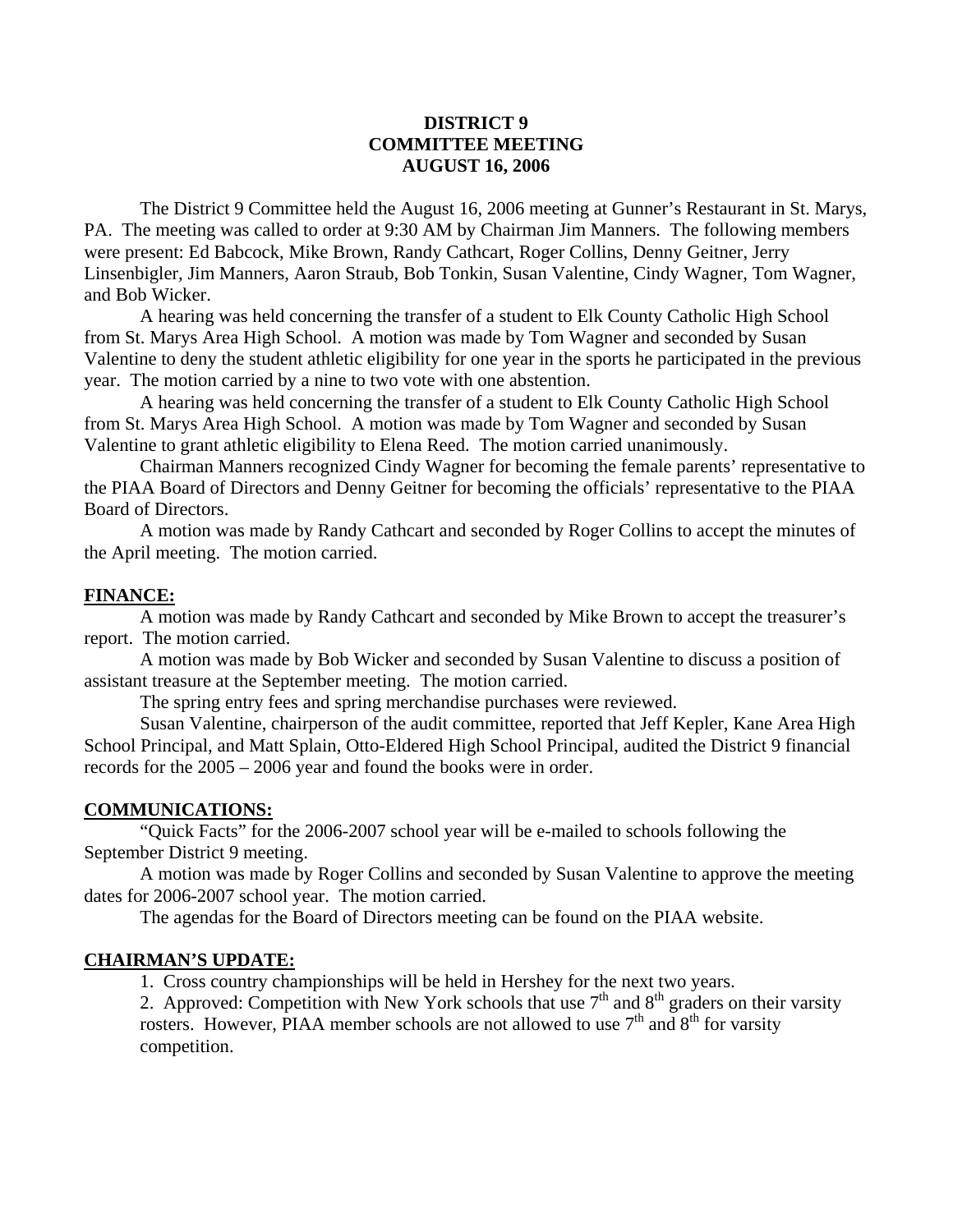# DISTRICT 9
# COMMITTEE MEETING
# AUGUST 16, 2006

The District 9 Committee held the August 16, 2006 meeting at Gunner's Restaurant in St. Marys, PA. The meeting was called to order at 9:30 AM by Chairman Jim Manners. The following members were present: Ed Babcock, Mike Brown, Randy Cathcart, Roger Collins, Denny Geitner, Jerry Linsenbigler, Jim Manners, Aaron Straub, Bob Tonkin, Susan Valentine, Cindy Wagner, Tom Wagner, and Bob Wicker.

A hearing was held concerning the transfer of a student to Elk County Catholic High School from St. Marys Area High School. A motion was made by Tom Wagner and seconded by Susan Valentine to deny the student athletic eligibility for one year in the sports he participated in the previous year. The motion carried by a nine to two vote with one abstention.

A hearing was held concerning the transfer of a student to Elk County Catholic High School from St. Marys Area High School. A motion was made by Tom Wagner and seconded by Susan Valentine to grant athletic eligibility to Elena Reed. The motion carried unanimously.

Chairman Manners recognized Cindy Wagner for becoming the female parents' representative to the PIAA Board of Directors and Denny Geitner for becoming the officials' representative to the PIAA Board of Directors.

A motion was made by Randy Cathcart and seconded by Roger Collins to accept the minutes of the April meeting. The motion carried.

**FINANCE:**

A motion was made by Randy Cathcart and seconded by Mike Brown to accept the treasurer's report. The motion carried.

A motion was made by Bob Wicker and seconded by Susan Valentine to discuss a position of assistant treasure at the September meeting. The motion carried.

The spring entry fees and spring merchandise purchases were reviewed.

Susan Valentine, chairperson of the audit committee, reported that Jeff Kepler, Kane Area High School Principal, and Matt Splain, Otto-Eldered High School Principal, audited the District 9 financial records for the 2005 – 2006 year and found the books were in order.

**COMMUNICATIONS:**

"Quick Facts" for the 2006-2007 school year will be e-mailed to schools following the September District 9 meeting.

A motion was made by Roger Collins and seconded by Susan Valentine to approve the meeting dates for 2006-2007 school year. The motion carried.

The agendas for the Board of Directors meeting can be found on the PIAA website.

**CHAIRMAN'S UPDATE:**

1. Cross country championships will be held in Hershey for the next two years.
2. Approved: Competition with New York schools that use 7th and 8th graders on their varsity rosters. However, PIAA member schools are not allowed to use 7th and 8th for varsity competition.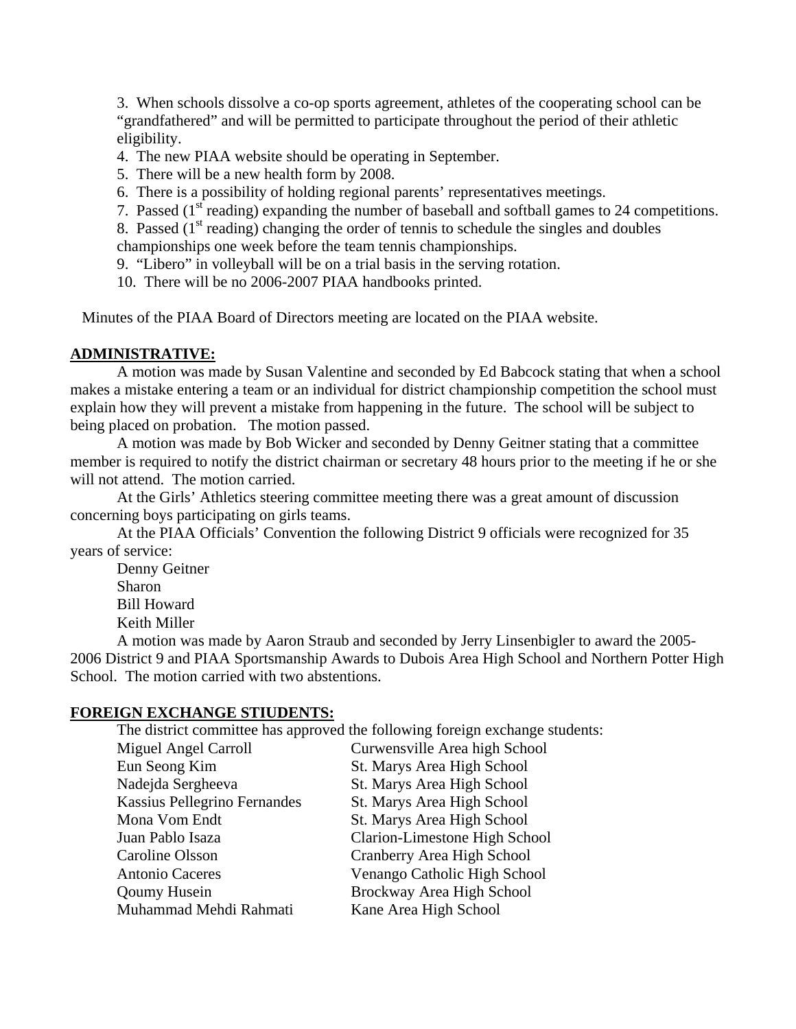3. When schools dissolve a co-op sports agreement, athletes of the cooperating school can be “grandfathered” and will be permitted to participate throughout the period of their athletic eligibility.
4. The new PIAA website should be operating in September.
5. There will be a new health form by 2008.
6. There is a possibility of holding regional parents’ representatives meetings.
7. Passed (1st reading) expanding the number of baseball and softball games to 24 competitions.
8. Passed (1st reading) changing the order of tennis to schedule the singles and doubles championships one week before the team tennis championships.
9. “Libero” in volleyball will be on a trial basis in the serving rotation.
10. There will be no 2006-2007 PIAA handbooks printed.

Minutes of the PIAA Board of Directors meeting are located on the PIAA website.

**ADMINISTRATIVE:**

A motion was made by Susan Valentine and seconded by Ed Babcock stating that when a school makes a mistake entering a team or an individual for district championship competition the school must explain how they will prevent a mistake from happening in the future. The school will be subject to being placed on probation. The motion passed.

A motion was made by Bob Wicker and seconded by Denny Geitner stating that a committee member is required to notify the district chairman or secretary 48 hours prior to the meeting if he or she will not attend. The motion carried.

At the Girls’ Athletics steering committee meeting there was a great amount of discussion concerning boys participating on girls teams.

At the PIAA Officials’ Convention the following District 9 officials were recognized for 35 years of service:

Denny Geitner
Sharon
Bill Howard
Keith Miller

A motion was made by Aaron Straub and seconded by Jerry Linsenbigler to award the 2005-2006 District 9 and PIAA Sportsmanship Awards to Dubois Area High School and Northern Potter High School. The motion carried with two abstentions.

**FOREIGN EXCHANGE STIUDENTS:**

The district committee has approved the following foreign exchange students:

| | |
|---|---|
| Miguel Angel Carroll | Curwensville Area high School |
| Eun Seong Kim | St. Marys Area High School |
| Nadejda Sergheeva | St. Marys Area High School |
| Kassius Pellegrino Fernandes | St. Marys Area High School |
| Mona Vom Endt | St. Marys Area High School |
| Juan Pablo Isaza | Clarion-Limestone High School |
| Caroline Olsson | Cranberry Area High School |
| Antonio Caceres | Venango Catholic High School |
| Qoumy Husein | Brockway Area High School |
| Muhammad Mehdi Rahmati | Kane Area High School |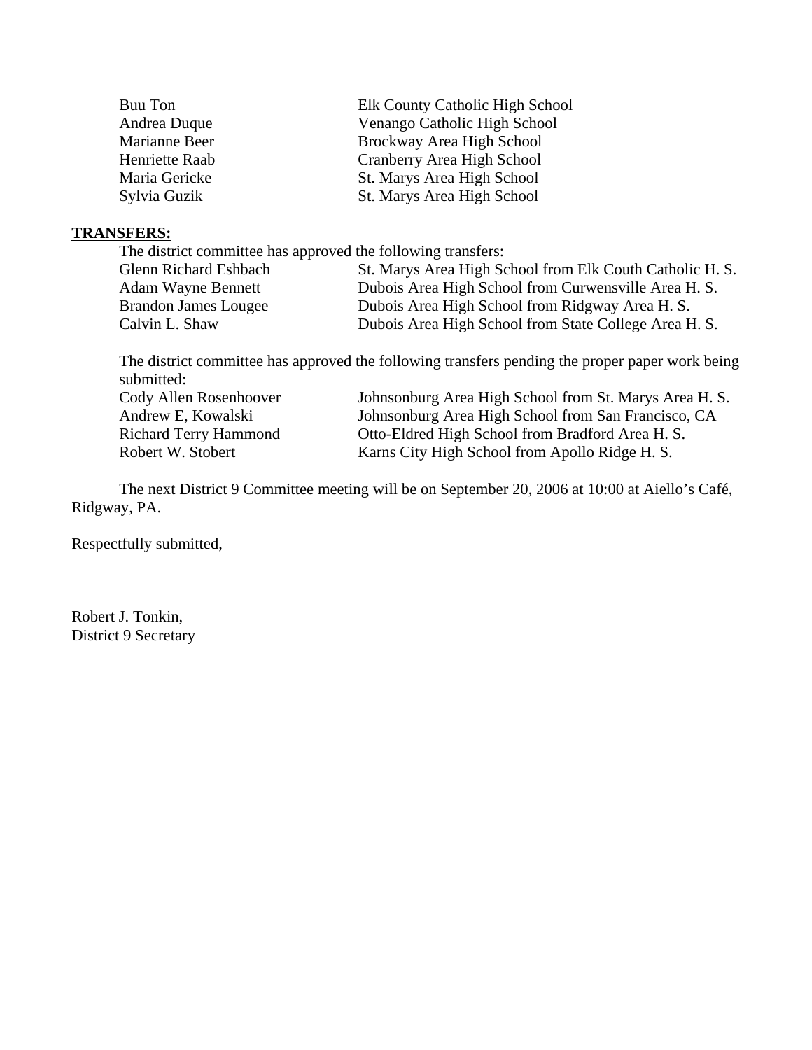| | |
|---|---|
| Buu Ton | Elk County Catholic High School |
| Andrea Duque | Venango Catholic High School |
| Marianne Beer | Brockway Area High School |
| Henriette Raab | Cranberry Area High School |
| Maria Gericke | St. Marys Area High School |
| Sylvia Guzik | St. Marys Area High School |

**TRANSFERS:**

The district committee has approved the following transfers:

| | |
|---|---|
| Glenn Richard Eshbach | St. Marys Area High School from Elk Couth Catholic H. S. |
| Adam Wayne Bennett | Dubois Area High School from Curwensville Area H. S. |
| Brandon James Lougee | Dubois Area High School from Ridgway Area H. S. |
| Calvin L. Shaw | Dubois Area High School from State College Area H. S. |

The district committee has approved the following transfers pending the proper paper work being submitted:

| | |
|---|---|
| Cody Allen Rosenhoover | Johnsonburg Area High School from St. Marys Area H. S. |
| Andrew E, Kowalski | Johnsonburg Area High School from San Francisco, CA |
| Richard Terry Hammond | Otto-Eldred High School from Bradford Area H. S. |
| Robert W. Stobert | Karns City High School from Apollo Ridge H. S. |

The next District 9 Committee meeting will be on September 20, 2006 at 10:00 at Aiello's Café, Ridgway, PA.

Respectfully submitted,

Robert J. Tonkin,
District 9 Secretary